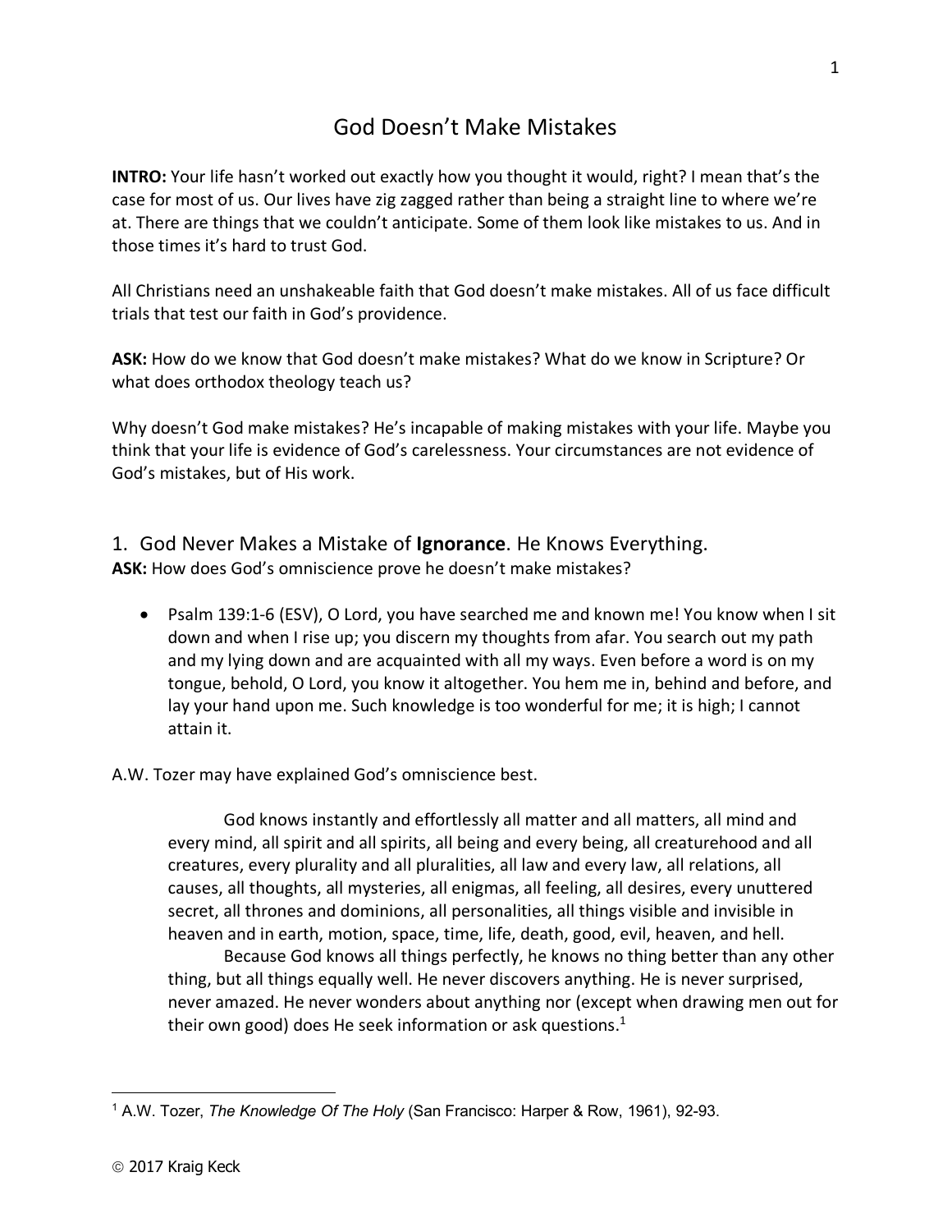# God Doesn't Make Mistakes

**INTRO:** Your life hasn't worked out exactly how you thought it would, right? I mean that's the case for most of us. Our lives have zig zagged rather than being a straight line to where we're at. There are things that we couldn't anticipate. Some of them look like mistakes to us. And in those times it's hard to trust God.

All Christians need an unshakeable faith that God doesn't make mistakes. All of us face difficult trials that test our faith in God's providence.

**ASK:** How do we know that God doesn't make mistakes? What do we know in Scripture? Or what does orthodox theology teach us?

Why doesn't God make mistakes? He's incapable of making mistakes with your life. Maybe you think that your life is evidence of God's carelessness. Your circumstances are not evidence of God's mistakes, but of His work.

## 1. God Never Makes a Mistake of **Ignorance**. He Knows Everything.

**ASK:** How does God's omniscience prove he doesn't make mistakes?

- Psalm 139:1-6 (ESV), O Lord, you have searched me and known me! You know when I sit down and when I rise up; you discern my thoughts from afar. You search out my path and my lying down and are acquainted with all my ways. Even before a word is on my tongue, behold, O Lord, you know it altogether. You hem me in, behind and before, and lay your hand upon me. Such knowledge is too wonderful for me; it is high; I cannot attain it.

A.W. Tozer may have explained God's omniscience best.

> God knows instantly and effortlessly all matter and all matters, all mind and every mind, all spirit and all spirits, all being and every being, all creaturehood and all creatures, every plurality and all pluralities, all law and every law, all relations, all causes, all thoughts, all mysteries, all enigmas, all feeling, all desires, every unuttered secret, all thrones and dominions, all personalities, all things visible and invisible in heaven and in earth, motion, space, time, life, death, good, evil, heaven, and hell.
>
> Because God knows all things perfectly, he knows no thing better than any other thing, but all things equally well. He never discovers anything. He is never surprised, never amazed. He never wonders about anything nor (except when drawing men out for their own good) does He seek information or ask questions.[1]

[1] A.W. Tozer, *The Knowledge Of The Holy* (San Francisco: Harper & Row, 1961), 92-93.

© 2017 Kraig Keck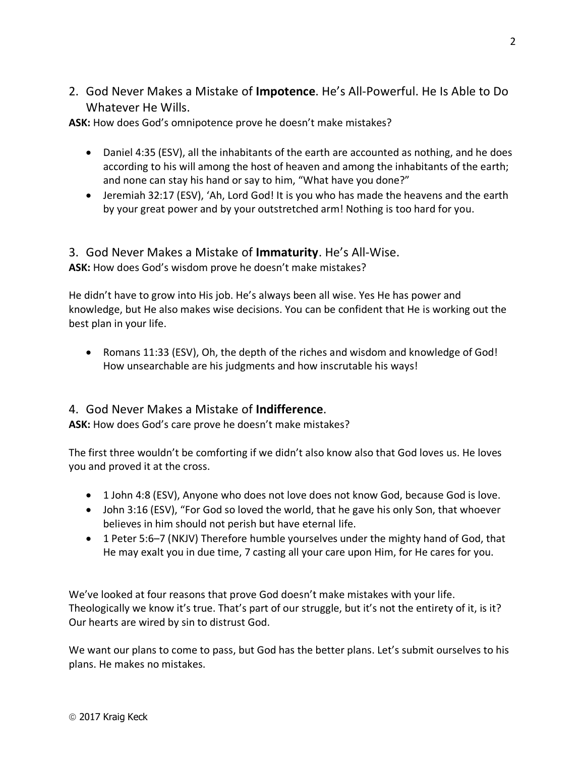## 2. God Never Makes a Mistake of **Impotence**. He's All-Powerful. He Is Able to Do Whatever He Wills.

**ASK:** How does God's omnipotence prove he doesn't make mistakes?

- Daniel 4:35 (ESV), all the inhabitants of the earth are accounted as nothing, and he does according to his will among the host of heaven and among the inhabitants of the earth; and none can stay his hand or say to him, "What have you done?"
- Jeremiah 32:17 (ESV), 'Ah, Lord God! It is you who has made the heavens and the earth by your great power and by your outstretched arm! Nothing is too hard for you.

## 3. God Never Makes a Mistake of **Immaturity**. He's All-Wise.

**ASK:** How does God's wisdom prove he doesn't make mistakes?

He didn't have to grow into His job. He's always been all wise. Yes He has power and knowledge, but He also makes wise decisions. You can be confident that He is working out the best plan in your life.

- Romans 11:33 (ESV), Oh, the depth of the riches and wisdom and knowledge of God! How unsearchable are his judgments and how inscrutable his ways!

## 4. God Never Makes a Mistake of **Indifference**.

**ASK:** How does God's care prove he doesn't make mistakes?

The first three wouldn't be comforting if we didn't also know also that God loves us. He loves you and proved it at the cross.

- 1 John 4:8 (ESV), Anyone who does not love does not know God, because God is love.
- John 3:16 (ESV), "For God so loved the world, that he gave his only Son, that whoever believes in him should not perish but have eternal life.
- 1 Peter 5:6–7 (NKJV) Therefore humble yourselves under the mighty hand of God, that He may exalt you in due time, 7 casting all your care upon Him, for He cares for you.

We've looked at four reasons that prove God doesn't make mistakes with your life. Theologically we know it's true. That's part of our struggle, but it's not the entirety of it, is it? Our hearts are wired by sin to distrust God.

We want our plans to come to pass, but God has the better plans. Let's submit ourselves to his plans. He makes no mistakes.

© 2017 Kraig Keck